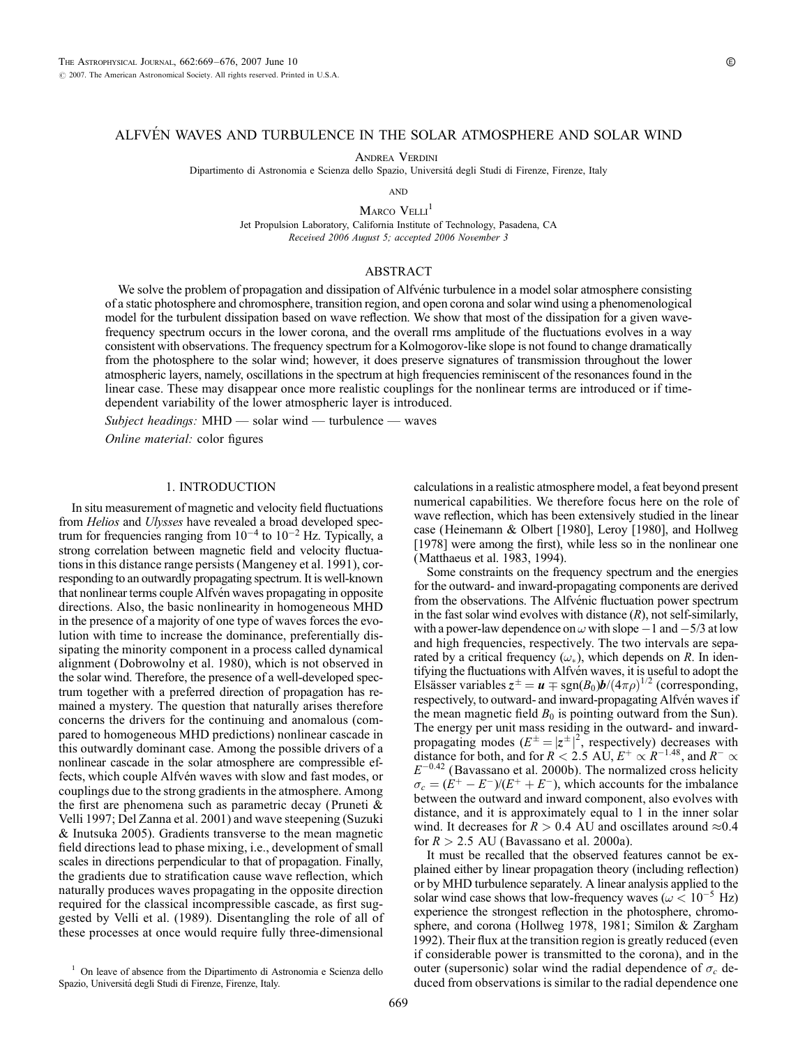# ALFVÉN WAVES AND TURBULENCE IN THE SOLAR ATMOSPHERE AND SOLAR WIND

Andrea Verdini

Dipartimento di Astronomia e Scienza dello Spazio, Universitá degli Studi di Firenze, Firenze, Italy

and

Marco Velli[1]

Jet Propulsion Laboratory, California Institute of Technology, Pasadena, CA

*Received 2006 August 5; accepted 2006 November 3*

## ABSTRACT

We solve the problem of propagation and dissipation of Alfvénic turbulence in a model solar atmosphere consisting of a static photosphere and chromosphere, transition region, and open corona and solar wind using a phenomenological model for the turbulent dissipation based on wave reflection. We show that most of the dissipation for a given wave-frequency spectrum occurs in the lower corona, and the overall rms amplitude of the fluctuations evolves in a way consistent with observations. The frequency spectrum for a Kolmogorov-like slope is not found to change dramatically from the photosphere to the solar wind; however, it does preserve signatures of transmission throughout the lower atmospheric layers, namely, oscillations in the spectrum at high frequencies reminiscent of the resonances found in the linear case. These may disappear once more realistic couplings for the nonlinear terms are introduced or if time-dependent variability of the lower atmospheric layer is introduced.

*Subject headings:* MHD — solar wind — turbulence — waves

*Online material:* color figures

## 1. INTRODUCTION

In situ measurement of magnetic and velocity field fluctuations from *Helios* and *Ulysses* have revealed a broad developed spectrum for frequencies ranging from $10^{-4}$ to $10^{-2}$ Hz. Typically, a strong correlation between magnetic field and velocity fluctuations in this distance range persists (Mangeney et al. 1991), corresponding to an outwardly propagating spectrum. It is well-known that nonlinear terms couple Alfvén waves propagating in opposite directions. Also, the basic nonlinearity in homogeneous MHD in the presence of a majority of one type of waves forces the evolution with time to increase the dominance, preferentially dissipating the minority component in a process called dynamical alignment (Dobrowolny et al. 1980), which is not observed in the solar wind. Therefore, the presence of a well-developed spectrum together with a preferred direction of propagation has remained a mystery. The question that naturally arises therefore concerns the drivers for the continuing and anomalous (compared to homogeneous MHD predictions) nonlinear cascade in this outwardly dominant case. Among the possible drivers of a nonlinear cascade in the solar atmosphere are compressible effects, which couple Alfvén waves with slow and fast modes, or couplings due to the strong gradients in the atmosphere. Among the first are phenomena such as parametric decay (Pruneti & Velli 1997; Del Zanna et al. 2001) and wave steepening (Suzuki & Inutsuka 2005). Gradients transverse to the mean magnetic field directions lead to phase mixing, i.e., development of small scales in directions perpendicular to that of propagation. Finally, the gradients due to stratification cause wave reflection, which naturally produces waves propagating in the opposite direction required for the classical incompressible cascade, as first suggested by Velli et al. (1989). Disentangling the role of all of these processes at once would require fully three-dimensional calculations in a realistic atmosphere model, a feat beyond present numerical capabilities. We therefore focus here on the role of wave reflection, which has been extensively studied in the linear case (Heinemann & Olbert [1980], Leroy [1980], and Hollweg [1978] were among the first), while less so in the nonlinear one (Matthaeus et al. 1983, 1994).

Some constraints on the frequency spectrum and the energies for the outward- and inward-propagating components are derived from the observations. The Alfvénic fluctuation power spectrum in the fast solar wind evolves with distance ($R$), not self-similarly, with a power-law dependence on $\omega$ with slope $-1$ and $-5/3$ at low and high frequencies, respectively. The two intervals are separated by a critical frequency ($\omega_*$), which depends on $R$. In identifying the fluctuations with Alfvén waves, it is useful to adopt the Elsässer variables $\boldsymbol{z}^{\pm} = \boldsymbol{u} \mp \mathrm{sgn}(B_0)\boldsymbol{b}/(4\pi\rho)^{1/2}$ (corresponding, respectively, to outward- and inward-propagating Alfvén waves if the mean magnetic field $B_0$ is pointing outward from the Sun). The energy per unit mass residing in the outward- and inward-propagating modes ($E^{\pm} = |z^{\pm}|^2$, respectively) decreases with distance for both, and for $R < 2.5$ AU, $E^{+} \propto R^{-1.48}$, and $R^{-} \propto E^{-0.42}$ (Bavassano et al. 2000b). The normalized cross helicity $\sigma_c = (E^{+} - E^{-})/(E^{+} + E^{-})$, which accounts for the imbalance between the outward and inward component, also evolves with distance, and it is approximately equal to 1 in the inner solar wind. It decreases for $R > 0.4$ AU and oscillates around $\approx 0.4$ for $R > 2.5$ AU (Bavassano et al. 2000a).

It must be recalled that the observed features cannot be explained either by linear propagation theory (including reflection) or by MHD turbulence separately. A linear analysis applied to the solar wind case shows that low-frequency waves ($\omega < 10^{-5}$ Hz) experience the strongest reflection in the photosphere, chromosphere, and corona (Hollweg 1978, 1981; Similon & Zargham 1992). Their flux at the transition region is greatly reduced (even if considerable power is transmitted to the corona), and in the outer (supersonic) solar wind the radial dependence of $\sigma_c$ deduced from observations is similar to the radial dependence one

[1] On leave of absence from the Dipartimento di Astronomia e Scienza dello Spazio, Universitá degli Studi di Firenze, Firenze, Italy.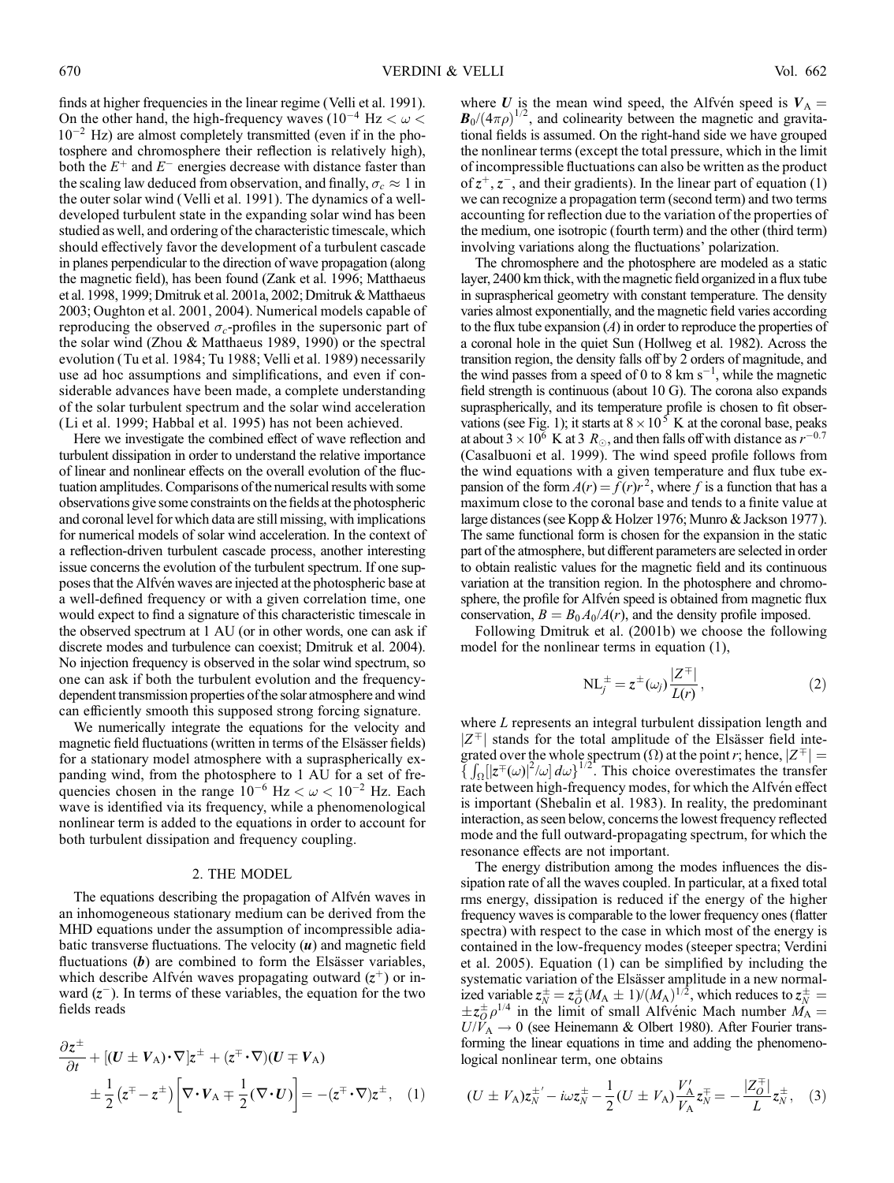finds at higher frequencies in the linear regime (Velli et al. 1991). On the other hand, the high-frequency waves ($10^{-4}$ Hz $< \omega <$ $10^{-2}$ Hz) are almost completely transmitted (even if in the photosphere and chromosphere their reflection is relatively high), both the $E^+$ and $E^-$ energies decrease with distance faster than the scaling law deduced from observation, and finally, $\sigma_c \approx 1$ in the outer solar wind (Velli et al. 1991). The dynamics of a well-developed turbulent state in the expanding solar wind has been studied as well, and ordering of the characteristic timescale, which should effectively favor the development of a turbulent cascade in planes perpendicular to the direction of wave propagation (along the magnetic field), has been found (Zank et al. 1996; Matthaeus et al. 1998, 1999; Dmitruk et al. 2001a, 2002; Dmitruk & Matthaeus 2003; Oughton et al. 2001, 2004). Numerical models capable of reproducing the observed $\sigma_c$-profiles in the supersonic part of the solar wind (Zhou & Matthaeus 1989, 1990) or the spectral evolution (Tu et al. 1984; Tu 1988; Velli et al. 1989) necessarily use ad hoc assumptions and simplifications, and even if considerable advances have been made, a complete understanding of the solar turbulent spectrum and the solar wind acceleration (Li et al. 1999; Habbal et al. 1995) has not been achieved.

Here we investigate the combined effect of wave reflection and turbulent dissipation in order to understand the relative importance of linear and nonlinear effects on the overall evolution of the fluctuation amplitudes. Comparisons of the numerical results with some observations give some constraints on the fields at the photospheric and coronal level for which data are still missing, with implications for numerical models of solar wind acceleration. In the context of a reflection-driven turbulent cascade process, another interesting issue concerns the evolution of the turbulent spectrum. If one supposes that the Alfvén waves are injected at the photospheric base at a well-defined frequency or with a given correlation time, one would expect to find a signature of this characteristic timescale in the observed spectrum at 1 AU (or in other words, one can ask if discrete modes and turbulence can coexist; Dmitruk et al. 2004). No injection frequency is observed in the solar wind spectrum, so one can ask if both the turbulent evolution and the frequency-dependent transmission properties of the solar atmosphere and wind can efficiently smooth this supposed strong forcing signature.

We numerically integrate the equations for the velocity and magnetic field fluctuations (written in terms of the Elsässer fields) for a stationary model atmosphere with a supraspherically expanding wind, from the photosphere to 1 AU for a set of frequencies chosen in the range $10^{-6}$ Hz $< \omega < 10^{-2}$ Hz. Each wave is identified via its frequency, while a phenomenological nonlinear term is added to the equations in order to account for both turbulent dissipation and frequency coupling.

## 2. THE MODEL

The equations describing the propagation of Alfvén waves in an inhomogeneous stationary medium can be derived from the MHD equations under the assumption of incompressible adiabatic transverse fluctuations. The velocity ($\boldsymbol{u}$) and magnetic field fluctuations ($\boldsymbol{b}$) are combined to form the Elsässer variables, which describe Alfvén waves propagating outward ($z^+$) or inward ($z^-$). In terms of these variables, the equation for the two fields reads

$$\frac{\partial z^{\pm}}{\partial t} + [(\boldsymbol{U} \pm \boldsymbol{V}_{\rm A})\cdot\nabla]z^{\pm} + (z^{\mp}\cdot\nabla)(\boldsymbol{U} \mp \boldsymbol{V}_{\rm A}) \pm \frac{1}{2}\left(z^{\mp} - z^{\pm}\right)\left[\nabla\cdot\boldsymbol{V}_{\rm A} \mp \frac{1}{2}(\nabla\cdot\boldsymbol{U})\right] = -(z^{\mp}\cdot\nabla)z^{\pm}, \quad (1)$$

where $\boldsymbol{U}$ is the mean wind speed, the Alfvén speed is $\boldsymbol{V}_{\rm A} = \boldsymbol{B}_0/(4\pi\rho)^{1/2}$, and colinearity between the magnetic and gravitational fields is assumed. On the right-hand side we have grouped the nonlinear terms (except the total pressure, which in the limit of incompressible fluctuations can also be written as the product of $z^+$, $z^-$, and their gradients). In the linear part of equation (1) we can recognize a propagation term (second term) and two terms accounting for reflection due to the variation of the properties of the medium, one isotropic (fourth term) and the other (third term) involving variations along the fluctuations' polarization.

The chromosphere and the photosphere are modeled as a static layer, 2400 km thick, with the magnetic field organized in a flux tube in supraspherical geometry with constant temperature. The density varies almost exponentially, and the magnetic field varies according to the flux tube expansion ($A$) in order to reproduce the properties of a coronal hole in the quiet Sun (Hollweg et al. 1982). Across the transition region, the density falls off by 2 orders of magnitude, and the wind passes from a speed of 0 to 8 km s$^{-1}$, while the magnetic field strength is continuous (about 10 G). The corona also expands supraspherically, and its temperature profile is chosen to fit observations (see Fig. 1); it starts at $8 \times 10^5$ K at the coronal base, peaks at about $3 \times 10^6$ K at 3 $R_\odot$, and then falls off with distance as $r^{-0.7}$ (Casalbuoni et al. 1999). The wind speed profile follows from the wind equations with a given temperature and flux tube expansion of the form $A(r) = f(r)r^2$, where $f$ is a function that has a maximum close to the coronal base and tends to a finite value at large distances (see Kopp & Holzer 1976; Munro & Jackson 1977). The same functional form is chosen for the expansion in the static part of the atmosphere, but different parameters are selected in order to obtain realistic values for the magnetic field and its continuous variation at the transition region. In the photosphere and chromosphere, the profile for Alfvén speed is obtained from magnetic flux conservation, $B = B_0 A_0/A(r)$, and the density profile imposed.

Following Dmitruk et al. (2001b) we choose the following model for the nonlinear terms in equation (1),

$$\mathrm{NL}_j^{\pm} = z^{\pm}(\omega_j)\frac{|Z^{\mp}|}{L(r)}, \quad (2)$$

where $L$ represents an integral turbulent dissipation length and $|Z^{\mp}|$ stands for the total amplitude of the Elsässer field integrated over the whole spectrum ($\Omega$) at the point $r$; hence, $|Z^{\mp}| = \left\{\int_\Omega [|z^{\mp}(\omega)|^2/\omega]\, d\omega\right\}^{1/2}$. This choice overestimates the transfer rate between high-frequency modes, for which the Alfvén effect is important (Shebalin et al. 1983). In reality, the predominant interaction, as seen below, concerns the lowest frequency reflected mode and the full outward-propagating spectrum, for which the resonance effects are not important.

The energy distribution among the modes influences the dissipation rate of all the waves coupled. In particular, at a fixed total rms energy, dissipation is reduced if the energy of the higher frequency waves is comparable to the lower frequency ones (flatter spectra) with respect to the case in which most of the energy is contained in the low-frequency modes (steeper spectra; Verdini et al. 2005). Equation (1) can be simplified by including the systematic variation of the Elsässer amplitude in a new normalized variable $z_N^{\pm} = z_O^{\pm}(M_{\rm A} \pm 1)/(M_{\rm A})^{1/2}$, which reduces to $z_N^{\pm} = \pm z_O^{\pm}\rho^{1/4}$ in the limit of small Alfvénic Mach number $M_{\rm A} = U/V_{\rm A} \to 0$ (see Heinemann & Olbert 1980). After Fourier transforming the linear equations in time and adding the phenomenological nonlinear term, one obtains

$$(U \pm V_{\rm A})z_N^{\pm\prime} - i\omega z_N^{\pm} - \frac{1}{2}(U \pm V_{\rm A})\frac{V_{\rm A}'}{V_{\rm A}}z_N^{\mp} = -\frac{|Z_O^{\mp}|}{L}z_N^{\pm}, \quad (3)$$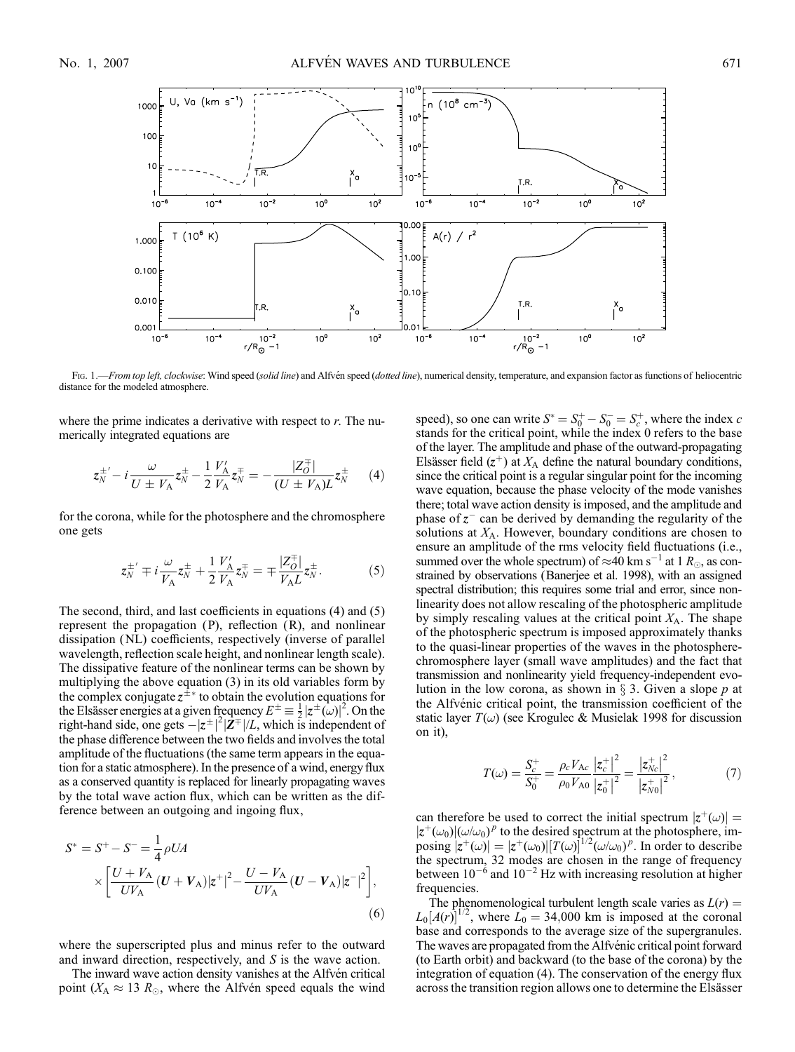Fig. 1.—*From top left, clockwise*: Wind speed (*solid line*) and Alfvén speed (*dotted line*), numerical density, temperature, and expansion factor as functions of heliocentric distance for the modeled atmosphere.

where the prime indicates a derivative with respect to $r$. The numerically integrated equations are

$$z_N^{\pm\prime} - i\frac{\omega}{U \pm V_A} z_N^{\pm} - \frac{1}{2}\frac{V_A'}{V_A} z_N^{\mp} = -\frac{|Z_O^{\mp}|}{(U \pm V_A)L} z_N^{\pm} \quad (4)$$

for the corona, while for the photosphere and the chromosphere one gets

$$z_N^{\pm\prime} \mp i\frac{\omega}{V_A} z_N^{\pm} + \frac{1}{2}\frac{V_A'}{V_A} z_N^{\mp} = \mp\frac{|Z_O^{\mp}|}{V_A L} z_N^{\pm}. \quad (5)$$

The second, third, and last coefficients in equations (4) and (5) represent the propagation (P), reflection (R), and nonlinear dissipation (NL) coefficients, respectively (inverse of parallel wavelength, reflection scale height, and nonlinear length scale). The dissipative feature of the nonlinear terms can be shown by multiplying the above equation (3) in its old variables form by the complex conjugate $z^{\pm *}$ to obtain the evolution equations for the Elsässer energies at a given frequency $E^{\pm} \equiv \frac{1}{2}|z^{\pm}(\omega)|^2$. On the right-hand side, one gets $-|z^{\pm}|^2|Z^{\mp}|/L$, which is independent of the phase difference between the two fields and involves the total amplitude of the fluctuations (the same term appears in the equation for a static atmosphere). In the presence of a wind, energy flux as a conserved quantity is replaced for linearly propagating waves by the total wave action flux, which can be written as the difference between an outgoing and ingoing flux,

$$S^* = S^+ - S^- = \frac{1}{4}\rho U A \times \left[\frac{U + V_A}{U V_A}(U + V_A)|z^+|^2 - \frac{U - V_A}{U V_A}(U - V_A)|z^-|^2\right], \quad (6)$$

where the superscripted plus and minus refer to the outward and inward direction, respectively, and $S$ is the wave action.

The inward wave action density vanishes at the Alfvén critical point ($X_A \approx 13\ R_\odot$, where the Alfvén speed equals the wind speed), so one can write $S^* = S_0^+ - S_0^- = S_c^+$, where the index $c$ stands for the critical point, while the index 0 refers to the base of the layer. The amplitude and phase of the outward-propagating Elsässer field ($z^+$) at $X_A$ define the natural boundary conditions, since the critical point is a regular singular point for the incoming wave equation, because the phase velocity of the mode vanishes there; total wave action density is imposed, and the amplitude and phase of $z^-$ can be derived by demanding the regularity of the solutions at $X_A$. However, boundary conditions are chosen to ensure an amplitude of the rms velocity field fluctuations (i.e., summed over the whole spectrum) of $\approx$40 km s$^{-1}$ at 1 $R_\odot$, as constrained by observations (Banerjee et al. 1998), with an assigned spectral distribution; this requires some trial and error, since nonlinearity does not allow rescaling of the photospheric amplitude by simply rescaling values at the critical point $X_A$. The shape of the photospheric spectrum is imposed approximately thanks to the quasi-linear properties of the waves in the photosphere-chromosphere layer (small wave amplitudes) and the fact that transmission and nonlinearity yield frequency-independent evolution in the low corona, as shown in § 3. Given a slope $p$ at the Alfvénic critical point, the transmission coefficient of the static layer $T(\omega)$ (see Krogulec & Musielak 1998 for discussion on it),

$$T(\omega) = \frac{S_c^+}{S_0^+} = \frac{\rho_c V_{Ac}}{\rho_0 V_{A0}} \frac{|z_c^+|^2}{|z_0^+|^2} = \frac{|z_{Nc}^+|^2}{|z_{N0}^+|^2}, \quad (7)$$

can therefore be used to correct the initial spectrum $|z^+(\omega)| = |z^+(\omega_0)|(\omega/\omega_0)^p$ to the desired spectrum at the photosphere, imposing $|z^+(\omega)| = |z^+(\omega_0)|[T(\omega)]^{1/2}(\omega/\omega_0)^p$. In order to describe the spectrum, 32 modes are chosen in the range of frequency between $10^{-6}$ and $10^{-2}$ Hz with increasing resolution at higher frequencies.

The phenomenological turbulent length scale varies as $L(r) = L_0[A(r)]^{1/2}$, where $L_0 = 34{,}000$ km is imposed at the coronal base and corresponds to the average size of the supergranules. The waves are propagated from the Alfvénic critical point forward (to Earth orbit) and backward (to the base of the corona) by the integration of equation (4). The conservation of the energy flux across the transition region allows one to determine the Elsässer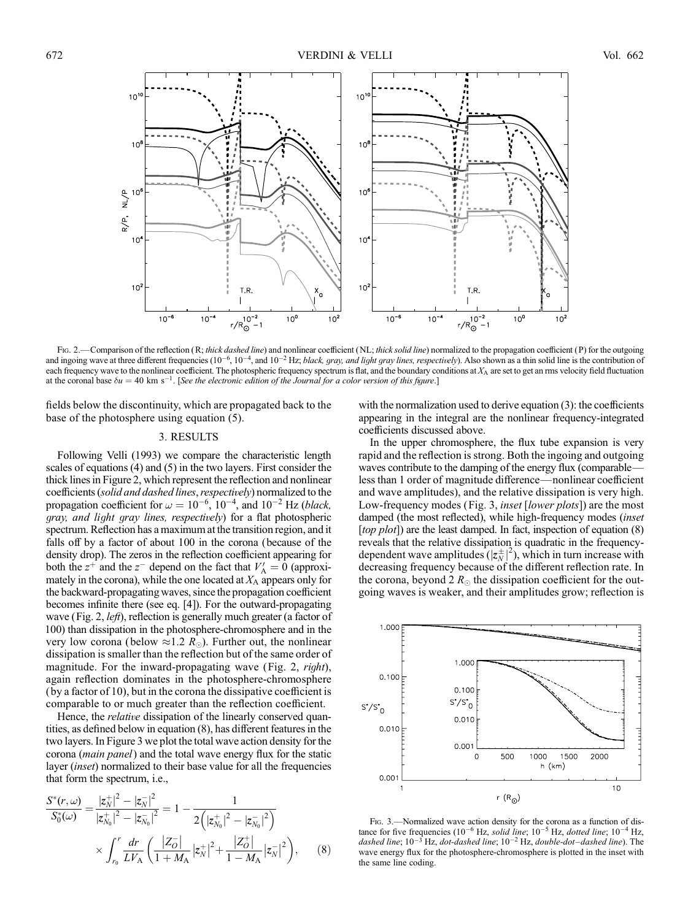FIG. 2.—Comparison of the reflection (R; *thick dashed line*) and nonlinear coefficient (NL; *thick solid line*) normalized to the propagation coefficient (P) for the outgoing and ingoing wave at three different frequencies ($10^{-6}$, $10^{-4}$, and $10^{-2}$ Hz; *black, gray, and light gray lines, respectively*). Also shown as a thin solid line is the contribution of each frequency wave to the nonlinear coefficient. The photospheric frequency spectrum is flat, and the boundary conditions at $X_A$ are set to get an rms velocity field fluctuation at the coronal base $\delta u = 40$ km s$^{-1}$. [*See the electronic edition of the Journal for a color version of this figure.*]

fields below the discontinuity, which are propagated back to the base of the photosphere using equation (5).

## 3. RESULTS

Following Velli (1993) we compare the characteristic length scales of equations (4) and (5) in the two layers. First consider the thick lines in Figure 2, which represent the reflection and nonlinear coefficients (*solid and dashed lines, respectively*) normalized to the propagation coefficient for $\omega = 10^{-6}$, $10^{-4}$, and $10^{-2}$ Hz (*black, gray, and light gray lines, respectively*) for a flat photospheric spectrum. Reflection has a maximum at the transition region, and it falls off by a factor of about 100 in the corona (because of the density drop). The zeros in the reflection coefficient appearing for both the $z^+$ and the $z^-$ depend on the fact that $V_A' = 0$ (approximately in the corona), while the one located at $X_A$ appears only for the backward-propagating waves, since the propagation coefficient becomes infinite there (see eq. [4]). For the outward-propagating wave (Fig. 2, *left*), reflection is generally much greater (a factor of 100) than dissipation in the photosphere-chromosphere and in the very low corona (below $\approx 1.2\ R_\odot$). Further out, the nonlinear dissipation is smaller than the reflection but of the same order of magnitude. For the inward-propagating wave (Fig. 2, *right*), again reflection dominates in the photosphere-chromosphere (by a factor of 10), but in the corona the dissipative coefficient is comparable to or much greater than the reflection coefficient.

Hence, the *relative* dissipation of the linearly conserved quantities, as defined below in equation (8), has different features in the two layers. In Figure 3 we plot the total wave action density for the corona (*main panel*) and the total wave energy flux for the static layer (*inset*) normalized to their base value for all the frequencies that form the spectrum, i.e.,

$$\frac{S^*(r,\omega)}{S_0^*(\omega)} = \frac{|z_N^+|^2 - |z_N^-|^2}{|z_{N_0}^+|^2 - |z_{N_0}^-|^2} = 1 - \frac{1}{2\left(|z_{N_0}^+|^2 - |z_{N_0}^-|^2\right)} \times \int_{r_0}^{r} \frac{dr}{LV_A}\left(\frac{|Z_O^-|}{1+M_A}|z_N^+|^2 + \frac{|Z_O^+|}{1-M_A}|z_N^-|^2\right), \quad (8)$$

with the normalization used to derive equation (3): the coefficients appearing in the integral are the nonlinear frequency-integrated coefficients discussed above.

In the upper chromosphere, the flux tube expansion is very rapid and the reflection is strong. Both the ingoing and outgoing waves contribute to the damping of the energy flux (comparable—less than 1 order of magnitude difference—nonlinear coefficient and wave amplitudes), and the relative dissipation is very high. Low-frequency modes (Fig. 3, *inset* [*lower plots*]) are the most damped (the most reflected), while high-frequency modes (*inset* [*top plot*]) are the least damped. In fact, inspection of equation (8) reveals that the relative dissipation is quadratic in the frequency-dependent wave amplitudes ($|z_N^\pm|^2$), which in turn increase with decreasing frequency because of the different reflection rate. In the corona, beyond $2\ R_\odot$ the dissipation coefficient for the outgoing waves is weaker, and their amplitudes grow; reflection is

FIG. 3.—Normalized wave action density for the corona as a function of distance for five frequencies ($10^{-6}$ Hz, *solid line*; $10^{-5}$ Hz, *dotted line*; $10^{-4}$ Hz, *dashed line*; $10^{-3}$ Hz, *dot-dashed line*; $10^{-2}$ Hz, *double-dot–dashed line*). The wave energy flux for the photosphere-chromosphere is plotted in the inset with the same line coding.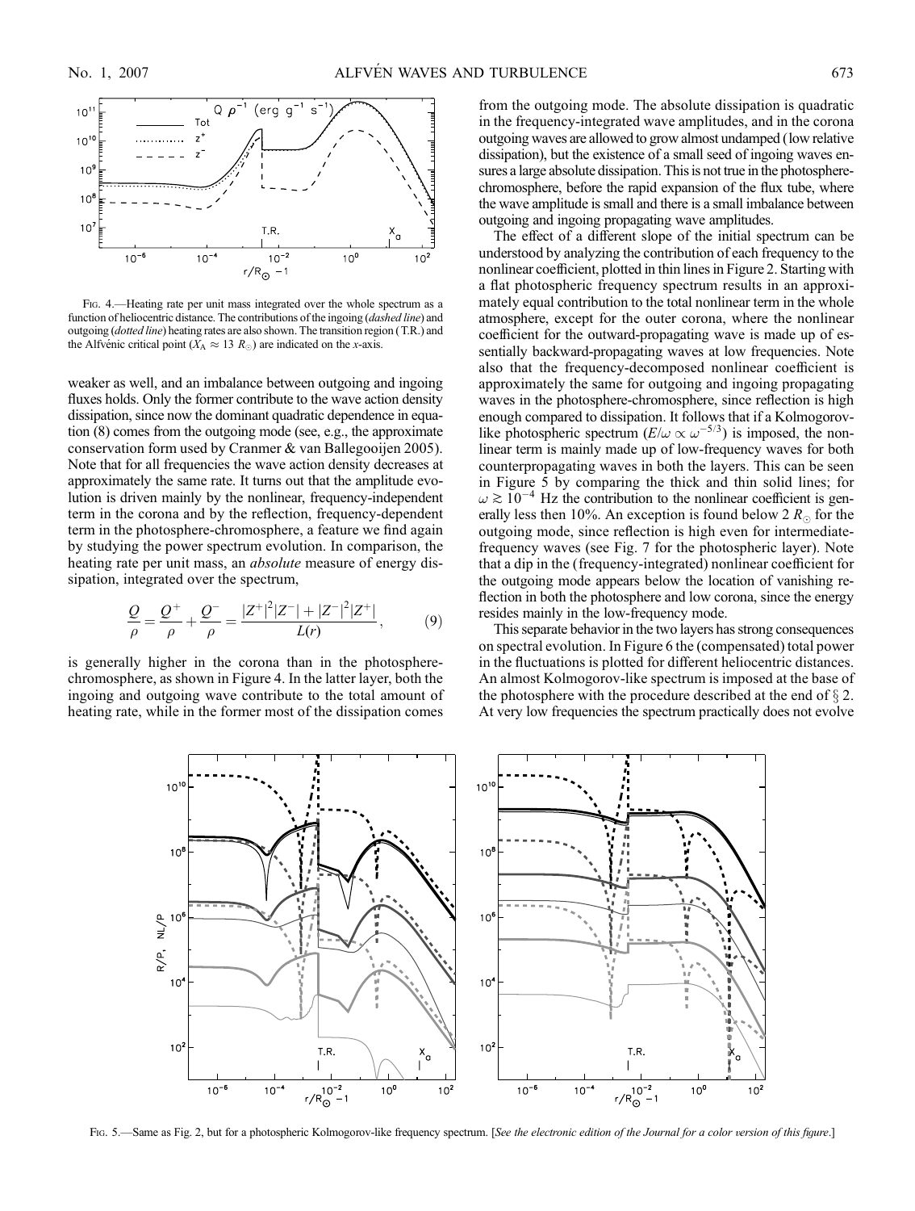FIG. 4.—Heating rate per unit mass integrated over the whole spectrum as a function of heliocentric distance. The contributions of the ingoing (*dashed line*) and outgoing (*dotted line*) heating rates are also shown. The transition region (T.R.) and the Alfvénic critical point ($X_A \approx 13\ R_\odot$) are indicated on the *x*-axis.

weaker as well, and an imbalance between outgoing and ingoing fluxes holds. Only the former contribute to the wave action density dissipation, since now the dominant quadratic dependence in equation (8) comes from the outgoing mode (see, e.g., the approximate conservation form used by Cranmer & van Ballegooijen 2005). Note that for all frequencies the wave action density decreases at approximately the same rate. It turns out that the amplitude evolution is driven mainly by the nonlinear, frequency-independent term in the corona and by the reflection, frequency-dependent term in the photosphere-chromosphere, a feature we find again by studying the power spectrum evolution. In comparison, the heating rate per unit mass, an *absolute* measure of energy dissipation, integrated over the spectrum,

$$\frac{Q}{\rho} = \frac{Q^+}{\rho} + \frac{Q^-}{\rho} = \frac{|Z^+|^2|Z^-| + |Z^-|^2|Z^+|}{L(r)}, \tag{9}$$

is generally higher in the corona than in the photosphere-chromosphere, as shown in Figure 4. In the latter layer, both the ingoing and outgoing wave contribute to the total amount of heating rate, while in the former most of the dissipation comes from the outgoing mode. The absolute dissipation is quadratic in the frequency-integrated wave amplitudes, and in the corona outgoing waves are allowed to grow almost undamped (low relative dissipation), but the existence of a small seed of ingoing waves ensures a large absolute dissipation. This is not true in the photosphere-chromosphere, before the rapid expansion of the flux tube, where the wave amplitude is small and there is a small imbalance between outgoing and ingoing propagating wave amplitudes.

The effect of a different slope of the initial spectrum can be understood by analyzing the contribution of each frequency to the nonlinear coefficient, plotted in thin lines in Figure 2. Starting with a flat photospheric frequency spectrum results in an approximately equal contribution to the total nonlinear term in the whole atmosphere, except for the outer corona, where the nonlinear coefficient for the outward-propagating wave is made up of essentially backward-propagating waves at low frequencies. Note also that the frequency-decomposed nonlinear coefficient is approximately the same for outgoing and ingoing propagating waves in the photosphere-chromosphere, since reflection is high enough compared to dissipation. It follows that if a Kolmogorov-like photospheric spectrum ($E/\omega \propto \omega^{-5/3}$) is imposed, the nonlinear term is mainly made up of low-frequency waves for both counterpropagating waves in both the layers. This can be seen in Figure 5 by comparing the thick and thin solid lines; for $\omega \gtrsim 10^{-4}$ Hz the contribution to the nonlinear coefficient is generally less then 10%. An exception is found below 2 $R_\odot$ for the outgoing mode, since reflection is high even for intermediate-frequency waves (see Fig. 7 for the photospheric layer). Note that a dip in the (frequency-integrated) nonlinear coefficient for the outgoing mode appears below the location of vanishing reflection in both the photosphere and low corona, since the energy resides mainly in the low-frequency mode.

This separate behavior in the two layers has strong consequences on spectral evolution. In Figure 6 the (compensated) total power in the fluctuations is plotted for different heliocentric distances. An almost Kolmogorov-like spectrum is imposed at the base of the photosphere with the procedure described at the end of § 2. At very low frequencies the spectrum practically does not evolve

FIG. 5.—Same as Fig. 2, but for a photospheric Kolmogorov-like frequency spectrum. [*See the electronic edition of the Journal for a color version of this figure.*]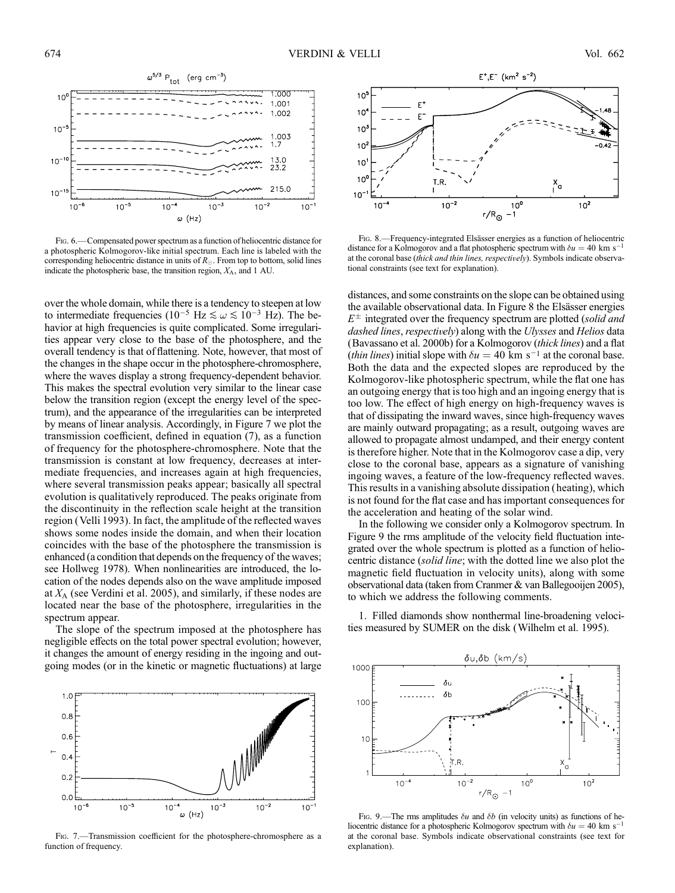Fig. 6.—Compensated power spectrum as a function of heliocentric distance for a photospheric Kolmogorov-like initial spectrum. Each line is labeled with the corresponding heliocentric distance in units of $R_\odot$. From top to bottom, solid lines indicate the photospheric base, the transition region, $X_A$, and 1 AU.

Fig. 8.—Frequency-integrated Elsässer energies as a function of heliocentric distance for a Kolmogorov and a flat photospheric spectrum with $\delta u = 40$ km s$^{-1}$ at the coronal base (*thick and thin lines, respectively*). Symbols indicate observational constraints (see text for explanation).

over the whole domain, while there is a tendency to steepen at low to intermediate frequencies ($10^{-5}$ Hz $\lesssim \omega \lesssim 10^{-3}$ Hz). The behavior at high frequencies is quite complicated. Some irregularities appear very close to the base of the photosphere, and the overall tendency is that of flattening. Note, however, that most of the changes in the shape occur in the photosphere-chromosphere, where the waves display a strong frequency-dependent behavior. This makes the spectral evolution very similar to the linear case below the transition region (except the energy level of the spectrum), and the appearance of the irregularities can be interpreted by means of linear analysis. Accordingly, in Figure 7 we plot the transmission coefficient, defined in equation (7), as a function of frequency for the photosphere-chromosphere. Note that the transmission is constant at low frequency, decreases at intermediate frequencies, and increases again at high frequencies, where several transmission peaks appear; basically all spectral evolution is qualitatively reproduced. The peaks originate from the discontinuity in the reflection scale height at the transition region (Velli 1993). In fact, the amplitude of the reflected waves shows some nodes inside the domain, and when their location coincides with the base of the photosphere the transmission is enhanced (a condition that depends on the frequency of the waves; see Hollweg 1978). When nonlinearities are introduced, the location of the nodes depends also on the wave amplitude imposed at $X_A$ (see Verdini et al. 2005), and similarly, if these nodes are located near the base of the photosphere, irregularities in the spectrum appear.

The slope of the spectrum imposed at the photosphere has negligible effects on the total power spectral evolution; however, it changes the amount of energy residing in the ingoing and outgoing modes (or in the kinetic or magnetic fluctuations) at large distances, and some constraints on the slope can be obtained using the available observational data. In Figure 8 the Elsässer energies $E^{\pm}$ integrated over the frequency spectrum are plotted (*solid and dashed lines*, *respectively*) along with the *Ulysses* and *Helios* data (Bavassano et al. 2000b) for a Kolmogorov (*thick lines*) and a flat (*thin lines*) initial slope with $\delta u = 40$ km s$^{-1}$ at the coronal base. Both the data and the expected slopes are reproduced by the Kolmogorov-like photospheric spectrum, while the flat one has an outgoing energy that is too high and an ingoing energy that is too low. The effect of high energy on high-frequency waves is that of dissipating the inward waves, since high-frequency waves are mainly outward propagating; as a result, outgoing waves are allowed to propagate almost undamped, and their energy content is therefore higher. Note that in the Kolmogorov case a dip, very close to the coronal base, appears as a signature of vanishing ingoing waves, a feature of the low-frequency reflected waves. This results in a vanishing absolute dissipation (heating), which is not found for the flat case and has important consequences for the acceleration and heating of the solar wind.

In the following we consider only a Kolmogorov spectrum. In Figure 9 the rms amplitude of the velocity field fluctuation integrated over the whole spectrum is plotted as a function of heliocentric distance (*solid line*; with the dotted line we also plot the magnetic field fluctuation in velocity units), along with some observational data (taken from Cranmer & van Ballegooijen 2005), to which we address the following comments.

1. Filled diamonds show nonthermal line-broadening velocities measured by SUMER on the disk (Wilhelm et al. 1995).

Fig. 7.—Transmission coefficient for the photosphere-chromosphere as a function of frequency.

Fig. 9.—The rms amplitudes $\delta u$ and $\delta b$ (in velocity units) as functions of heliocentric distance for a photospheric Kolmogorov spectrum with $\delta u = 40$ km s$^{-1}$ at the coronal base. Symbols indicate observational constraints (see text for explanation).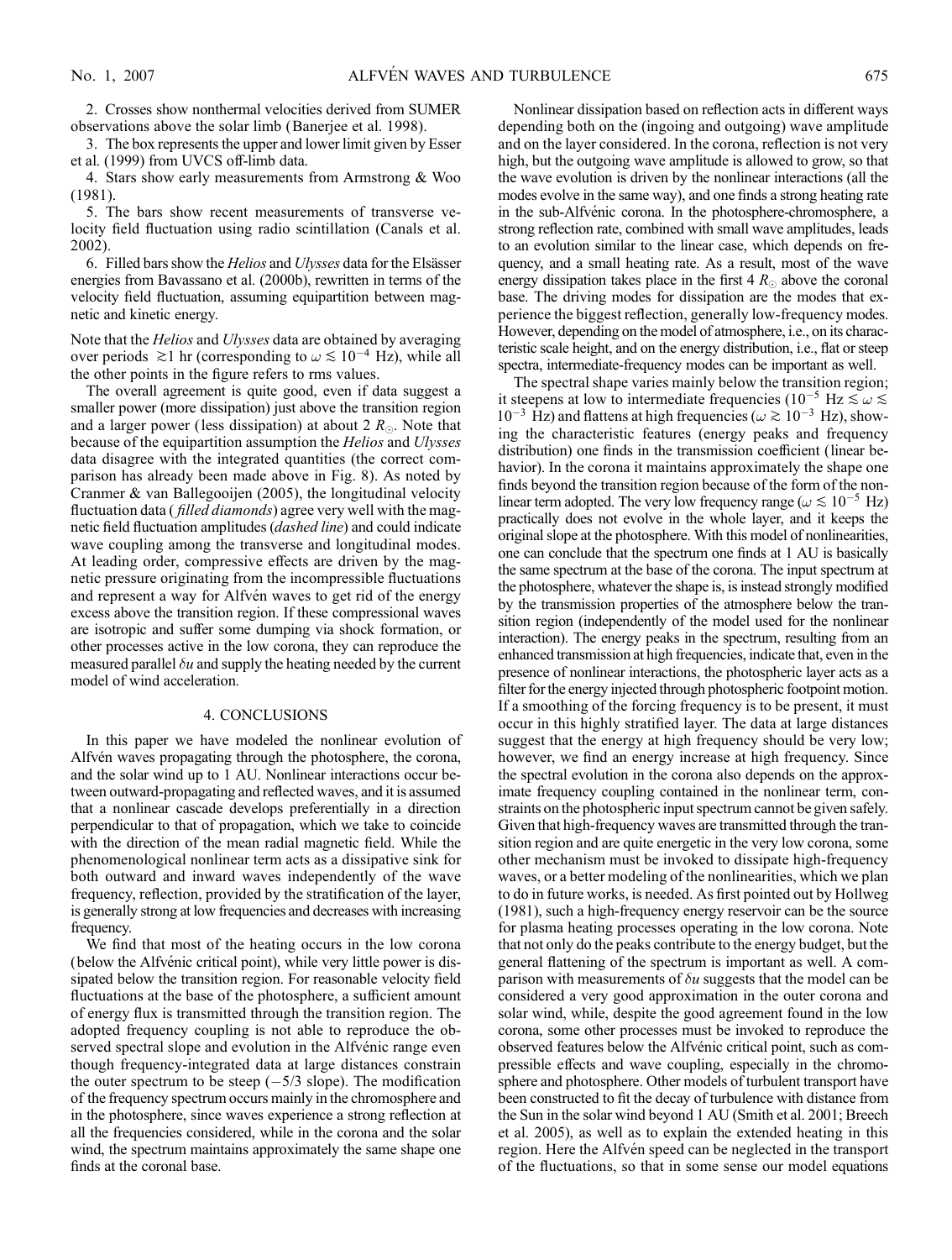2. Crosses show nonthermal velocities derived from SUMER observations above the solar limb (Banerjee et al. 1998).

3. The box represents the upper and lower limit given by Esser et al. (1999) from UVCS off-limb data.

4. Stars show early measurements from Armstrong & Woo (1981).

5. The bars show recent measurements of transverse velocity field fluctuation using radio scintillation (Canals et al. 2002).

6. Filled bars show the *Helios* and *Ulysses* data for the Elsässer energies from Bavassano et al. (2000b), rewritten in terms of the velocity field fluctuation, assuming equipartition between magnetic and kinetic energy.

Note that the *Helios* and *Ulysses* data are obtained by averaging over periods $\gtrsim 1$ hr (corresponding to $\omega \lesssim 10^{-4}$ Hz), while all the other points in the figure refers to rms values.

The overall agreement is quite good, even if data suggest a smaller power (more dissipation) just above the transition region and a larger power (less dissipation) at about 2 $R_{\odot}$. Note that because of the equipartition assumption the *Helios* and *Ulysses* data disagree with the integrated quantities (the correct comparison has already been made above in Fig. 8). As noted by Cranmer & van Ballegooijen (2005), the longitudinal velocity fluctuation data (*filled diamonds*) agree very well with the magnetic field fluctuation amplitudes (*dashed line*) and could indicate wave coupling among the transverse and longitudinal modes. At leading order, compressive effects are driven by the magnetic pressure originating from the incompressible fluctuations and represent a way for Alfvén waves to get rid of the energy excess above the transition region. If these compressional waves are isotropic and suffer some dumping via shock formation, or other processes active in the low corona, they can reproduce the measured parallel $\delta u$ and supply the heating needed by the current model of wind acceleration.

## 4. CONCLUSIONS

In this paper we have modeled the nonlinear evolution of Alfvén waves propagating through the photosphere, the corona, and the solar wind up to 1 AU. Nonlinear interactions occur between outward-propagating and reflected waves, and it is assumed that a nonlinear cascade develops preferentially in a direction perpendicular to that of propagation, which we take to coincide with the direction of the mean radial magnetic field. While the phenomenological nonlinear term acts as a dissipative sink for both outward and inward waves independently of the wave frequency, reflection, provided by the stratification of the layer, is generally strong at low frequencies and decreases with increasing frequency.

We find that most of the heating occurs in the low corona (below the Alfvénic critical point), while very little power is dissipated below the transition region. For reasonable velocity field fluctuations at the base of the photosphere, a sufficient amount of energy flux is transmitted through the transition region. The adopted frequency coupling is not able to reproduce the observed spectral slope and evolution in the Alfvénic range even though frequency-integrated data at large distances constrain the outer spectrum to be steep ($-5/3$ slope). The modification of the frequency spectrum occurs mainly in the chromosphere and in the photosphere, since waves experience a strong reflection at all the frequencies considered, while in the corona and the solar wind, the spectrum maintains approximately the same shape one finds at the coronal base.

Nonlinear dissipation based on reflection acts in different ways depending both on the (ingoing and outgoing) wave amplitude and on the layer considered. In the corona, reflection is not very high, but the outgoing wave amplitude is allowed to grow, so that the wave evolution is driven by the nonlinear interactions (all the modes evolve in the same way), and one finds a strong heating rate in the sub-Alfvénic corona. In the photosphere-chromosphere, a strong reflection rate, combined with small wave amplitudes, leads to an evolution similar to the linear case, which depends on frequency, and a small heating rate. As a result, most of the wave energy dissipation takes place in the first 4 $R_{\odot}$ above the coronal base. The driving modes for dissipation are the modes that experience the biggest reflection, generally low-frequency modes. However, depending on the model of atmosphere, i.e., on its characteristic scale height, and on the energy distribution, i.e., flat or steep spectra, intermediate-frequency modes can be important as well.

The spectral shape varies mainly below the transition region; it steepens at low to intermediate frequencies ($10^{-5}$ Hz $\lesssim \omega \lesssim 10^{-3}$ Hz) and flattens at high frequencies ($\omega \gtrsim 10^{-3}$ Hz), showing the characteristic features (energy peaks and frequency distribution) one finds in the transmission coefficient (linear behavior). In the corona it maintains approximately the shape one finds beyond the transition region because of the form of the nonlinear term adopted. The very low frequency range ($\omega \lesssim 10^{-5}$ Hz) practically does not evolve in the whole layer, and it keeps the original slope at the photosphere. With this model of nonlinearities, one can conclude that the spectrum one finds at 1 AU is basically the same spectrum at the base of the corona. The input spectrum at the photosphere, whatever the shape is, is instead strongly modified by the transmission properties of the atmosphere below the transition region (independently of the model used for the nonlinear interaction). The energy peaks in the spectrum, resulting from an enhanced transmission at high frequencies, indicate that, even in the presence of nonlinear interactions, the photospheric layer acts as a filter for the energy injected through photospheric footpoint motion. If a smoothing of the forcing frequency is to be present, it must occur in this highly stratified layer. The data at large distances suggest that the energy at high frequency should be very low; however, we find an energy increase at high frequency. Since the spectral evolution in the corona also depends on the approximate frequency coupling contained in the nonlinear term, constraints on the photospheric input spectrum cannot be given safely. Given that high-frequency waves are transmitted through the transition region and are quite energetic in the very low corona, some other mechanism must be invoked to dissipate high-frequency waves, or a better modeling of the nonlinearities, which we plan to do in future works, is needed. As first pointed out by Hollweg (1981), such a high-frequency energy reservoir can be the source for plasma heating processes operating in the low corona. Note that not only do the peaks contribute to the energy budget, but the general flattening of the spectrum is important as well. A comparison with measurements of $\delta u$ suggests that the model can be considered a very good approximation in the outer corona and solar wind, while, despite the good agreement found in the low corona, some other processes must be invoked to reproduce the observed features below the Alfvénic critical point, such as compressible effects and wave coupling, especially in the chromosphere and photosphere. Other models of turbulent transport have been constructed to fit the decay of turbulence with distance from the Sun in the solar wind beyond 1 AU (Smith et al. 2001; Breech et al. 2005), as well as to explain the extended heating in this region. Here the Alfvén speed can be neglected in the transport of the fluctuations, so that in some sense our model equations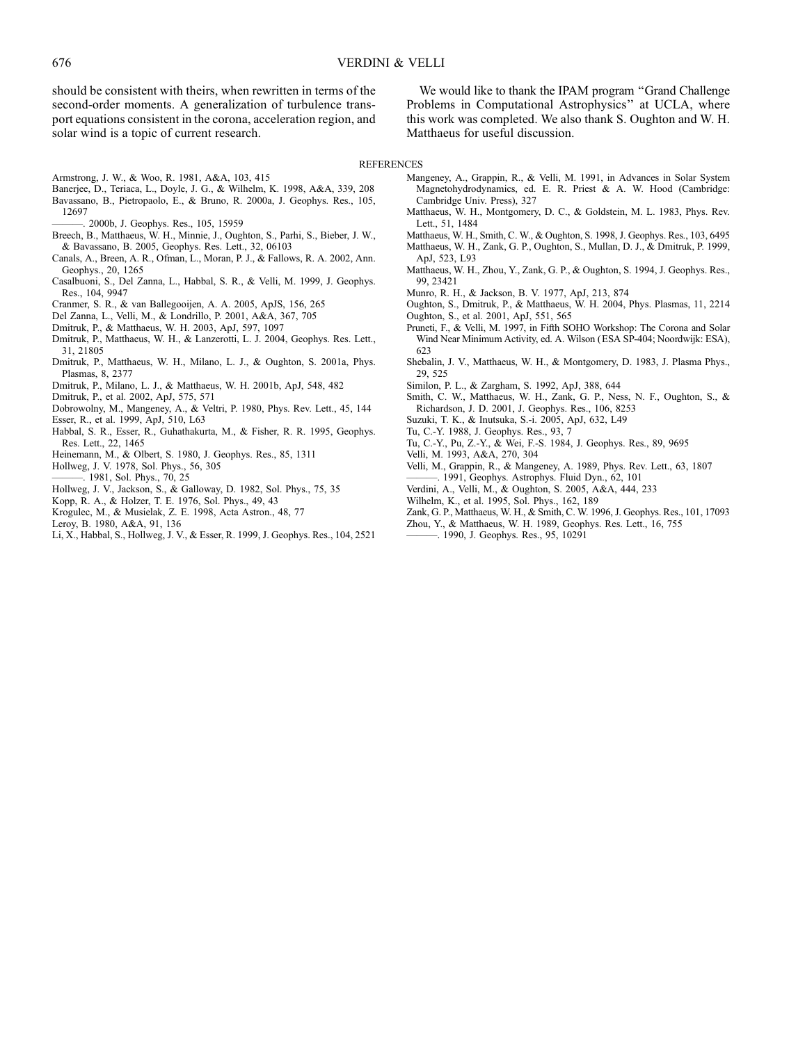should be consistent with theirs, when rewritten in terms of the second-order moments. A generalization of turbulence transport equations consistent in the corona, acceleration region, and solar wind is a topic of current research.

We would like to thank the IPAM program "Grand Challenge Problems in Computational Astrophysics" at UCLA, where this work was completed. We also thank S. Oughton and W. H. Matthaeus for useful discussion.

## REFERENCES

Armstrong, J. W., & Woo, R. 1981, A&A, 103, 415
Banerjee, D., Teriaca, L., Doyle, J. G., & Wilhelm, K. 1998, A&A, 339, 208
Bavassano, B., Pietropaolo, E., & Bruno, R. 2000a, J. Geophys. Res., 105, 12697
———. 2000b, J. Geophys. Res., 105, 15959
Breech, B., Matthaeus, W. H., Minnie, J., Oughton, S., Parhi, S., Bieber, J. W., & Bavassano, B. 2005, Geophys. Res. Lett., 32, 06103
Canals, A., Breen, A. R., Ofman, L., Moran, P. J., & Fallows, R. A. 2002, Ann. Geophys., 20, 1265
Casalbuoni, S., Del Zanna, L., Habbal, S. R., & Velli, M. 1999, J. Geophys. Res., 104, 9947
Cranmer, S. R., & van Ballegooijen, A. A. 2005, ApJS, 156, 265
Del Zanna, L., Velli, M., & Londrillo, P. 2001, A&A, 367, 705
Dmitruk, P., & Matthaeus, W. H. 2003, ApJ, 597, 1097
Dmitruk, P., Matthaeus, W. H., & Lanzerotti, L. J. 2004, Geophys. Res. Lett., 31, 21805
Dmitruk, P., Matthaeus, W. H., Milano, L. J., & Oughton, S. 2001a, Phys. Plasmas, 8, 2377
Dmitruk, P., Milano, L. J., & Matthaeus, W. H. 2001b, ApJ, 548, 482
Dmitruk, P., et al. 2002, ApJ, 575, 571
Dobrowolny, M., Mangeney, A., & Veltri, P. 1980, Phys. Rev. Lett., 45, 144
Esser, R., et al. 1999, ApJ, 510, L63
Habbal, S. R., Esser, R., Guhathakurta, M., & Fisher, R. R. 1995, Geophys. Res. Lett., 22, 1465
Heinemann, M., & Olbert, S. 1980, J. Geophys. Res., 85, 1311
Hollweg, J. V. 1978, Sol. Phys., 56, 305
———. 1981, Sol. Phys., 70, 25
Hollweg, J. V., Jackson, S., & Galloway, D. 1982, Sol. Phys., 75, 35
Kopp, R. A., & Holzer, T. E. 1976, Sol. Phys., 49, 43
Krogulec, M., & Musielak, Z. E. 1998, Acta Astron., 48, 77
Leroy, B. 1980, A&A, 91, 136
Li, X., Habbal, S., Hollweg, J. V., & Esser, R. 1999, J. Geophys. Res., 104, 2521
Mangeney, A., Grappin, R., & Velli, M. 1991, in Advances in Solar System Magnetohydrodynamics, ed. E. R. Priest & A. W. Hood (Cambridge: Cambridge Univ. Press), 327
Matthaeus, W. H., Montgomery, D. C., & Goldstein, M. L. 1983, Phys. Rev. Lett., 51, 1484
Matthaeus, W. H., Smith, C. W., & Oughton, S. 1998, J. Geophys. Res., 103, 6495
Matthaeus, W. H., Zank, G. P., Oughton, S., Mullan, D. J., & Dmitruk, P. 1999, ApJ, 523, L93
Matthaeus, W. H., Zhou, Y., Zank, G. P., & Oughton, S. 1994, J. Geophys. Res., 99, 23421
Munro, R. H., & Jackson, B. V. 1977, ApJ, 213, 874
Oughton, S., Dmitruk, P., & Matthaeus, W. H. 2004, Phys. Plasmas, 11, 2214
Oughton, S., et al. 2001, ApJ, 551, 565
Pruneti, F., & Velli, M. 1997, in Fifth SOHO Workshop: The Corona and Solar Wind Near Minimum Activity, ed. A. Wilson (ESA SP-404; Noordwijk: ESA), 623
Shebalin, J. V., Matthaeus, W. H., & Montgomery, D. 1983, J. Plasma Phys., 29, 525
Similon, P. L., & Zargham, S. 1992, ApJ, 388, 644
Smith, C. W., Matthaeus, W. H., Zank, G. P., Ness, N. F., Oughton, S., & Richardson, J. D. 2001, J. Geophys. Res., 106, 8253
Suzuki, T. K., & Inutsuka, S.-i. 2005, ApJ, 632, L49
Tu, C.-Y. 1988, J. Geophys. Res., 93, 7
Tu, C.-Y., Pu, Z.-Y., & Wei, F.-S. 1984, J. Geophys. Res., 89, 9695
Velli, M. 1993, A&A, 270, 304
Velli, M., Grappin, R., & Mangeney, A. 1989, Phys. Rev. Lett., 63, 1807
———. 1991, Geophys. Astrophys. Fluid Dyn., 62, 101
Verdini, A., Velli, M., & Oughton, S. 2005, A&A, 444, 233
Wilhelm, K., et al. 1995, Sol. Phys., 162, 189
Zank, G. P., Matthaeus, W. H., & Smith, C. W. 1996, J. Geophys. Res., 101, 17093
Zhou, Y., & Matthaeus, W. H. 1989, Geophys. Res. Lett., 16, 755
———. 1990, J. Geophys. Res., 95, 10291